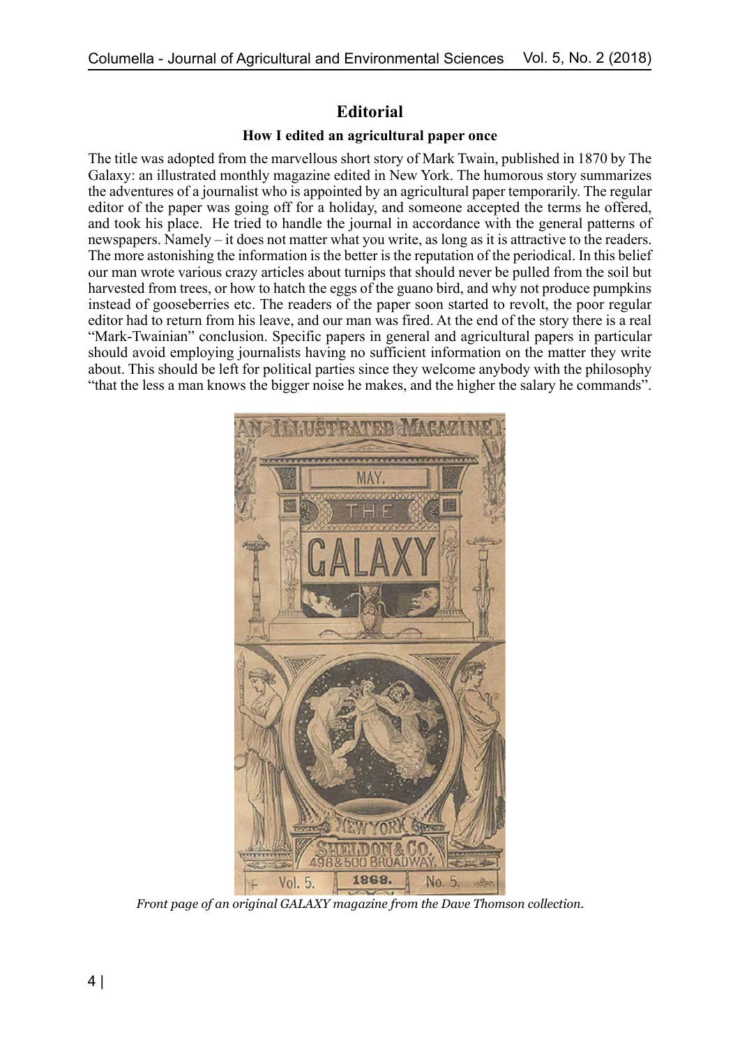# Editorial

## How I edited an agricultural paper once

The title was adopted from the marvellous short story of Mark Twain, published in 1870 by The Galaxy: an illustrated monthly magazine edited in New York. The humorous story summarizes the adventures of a journalist who is appointed by an agricultural paper temporarily. The regular editor of the paper was going off for a holiday, and someone accepted the terms he offered, and took his place. He tried to handle the journal in accordance with the general patterns of newspapers. Namely – it does not matter what you write, as long as it is attractive to the readers. The more astonishing the information is the better is the reputation of the periodical. In this belief our man wrote various crazy articles about turnips that should never be pulled from the soil but harvested from trees, or how to hatch the eggs of the guano bird, and why not produce pumpkins instead of gooseberries etc. The readers of the paper soon started to revolt, the poor regular editor had to return from his leave, and our man was fired. At the end of the story there is a real "Mark-Twainian" conclusion. Specific papers in general and agricultural papers in particular should avoid employing journalists having no sufficient information on the matter they write about. This should be left for political parties since they welcome anybody with the philosophy "that the less a man knows the bigger noise he makes, and the higher the salary he commands".

*Front page of an original GALAXY magazine from the Dave Thomson collection.*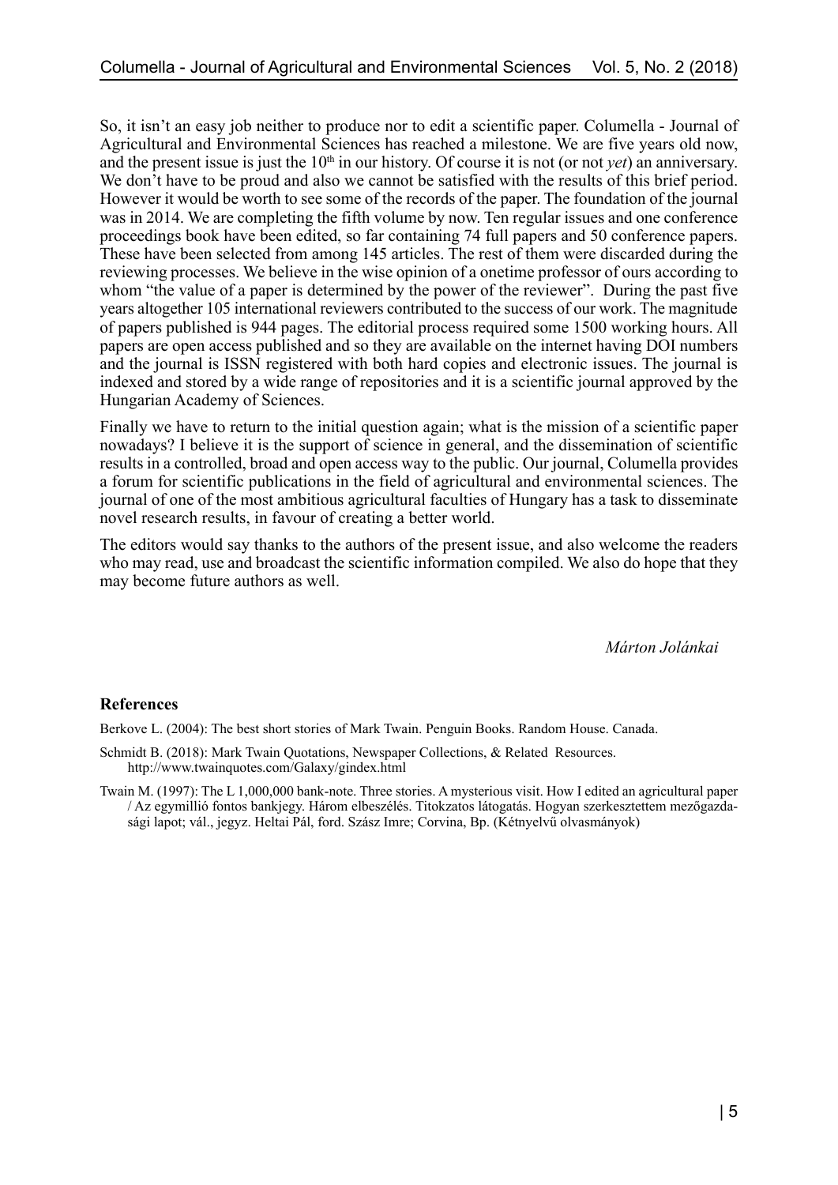So, it isn't an easy job neither to produce nor to edit a scientific paper. Columella - Journal of Agricultural and Environmental Sciences has reached a milestone. We are five years old now, and the present issue is just the 10th in our history. Of course it is not (or not *yet*) an anniversary. We don't have to be proud and also we cannot be satisfied with the results of this brief period. However it would be worth to see some of the records of the paper. The foundation of the journal was in 2014. We are completing the fifth volume by now. Ten regular issues and one conference proceedings book have been edited, so far containing 74 full papers and 50 conference papers. These have been selected from among 145 articles. The rest of them were discarded during the reviewing processes. We believe in the wise opinion of a onetime professor of ours according to whom "the value of a paper is determined by the power of the reviewer". During the past five years altogether 105 international reviewers contributed to the success of our work. The magnitude of papers published is 944 pages. The editorial process required some 1500 working hours. All papers are open access published and so they are available on the internet having DOI numbers and the journal is ISSN registered with both hard copies and electronic issues. The journal is indexed and stored by a wide range of repositories and it is a scientific journal approved by the Hungarian Academy of Sciences.

Finally we have to return to the initial question again; what is the mission of a scientific paper nowadays? I believe it is the support of science in general, and the dissemination of scientific results in a controlled, broad and open access way to the public. Our journal, Columella provides a forum for scientific publications in the field of agricultural and environmental sciences. The journal of one of the most ambitious agricultural faculties of Hungary has a task to disseminate novel research results, in favour of creating a better world.

The editors would say thanks to the authors of the present issue, and also welcome the readers who may read, use and broadcast the scientific information compiled. We also do hope that they may become future authors as well.

*Márton Jolánkai*

**References**

Berkove L. (2004): The best short stories of Mark Twain. Penguin Books. Random House. Canada.

Schmidt B. (2018): Mark Twain Quotations, Newspaper Collections, & Related Resources. http://www.twainquotes.com/Galaxy/gindex.html

Twain M. (1997): The L 1,000,000 bank-note. Three stories. A mysterious visit. How I edited an agricultural paper / Az egymillió fontos bankjegy. Három elbeszélés. Titokzatos látogatás. Hogyan szerkesztettem mezőgazdasági lapot; vál., jegyz. Heltai Pál, ford. Szász Imre; Corvina, Bp. (Kétnyelvű olvasmányok)